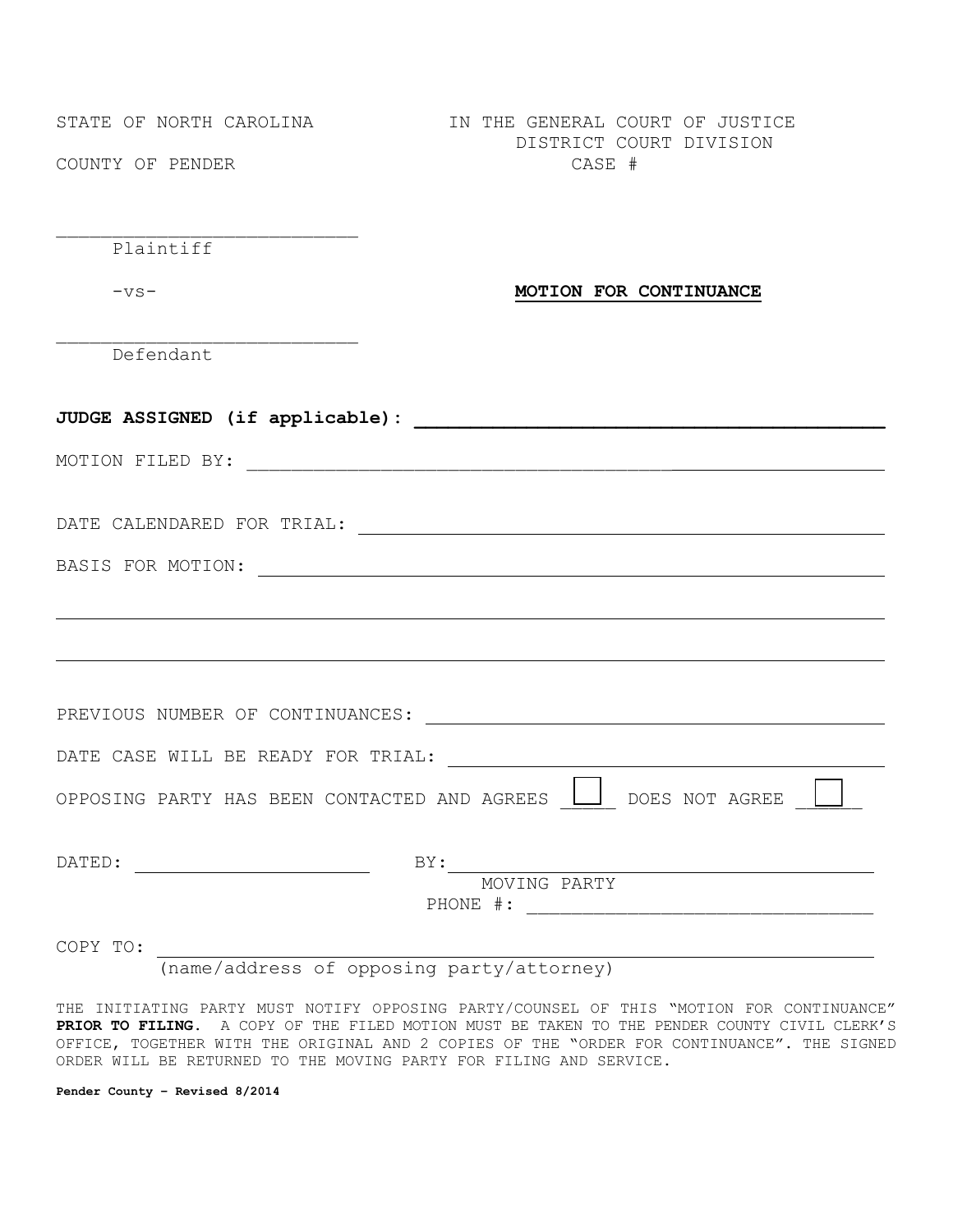STATE OF NORTH CAROLINA

COUNTY OF PENDER

IN THE GENERAL COURT OF JUSTICE
DISTRICT COURT DIVISION
CASE #

___________________________
Plaintiff

-vs-

___________________________
Defendant

**MOTION FOR CONTINUANCE**

**JUDGE ASSIGNED (if applicable):** ___________________________

MOTION FILED BY: ___________________________

DATE CALENDARED FOR TRIAL: ___________________________

BASIS FOR MOTION: ___________________________

___________________________

___________________________

PREVIOUS NUMBER OF CONTINUANCES: ___________________________

DATE CASE WILL BE READY FOR TRIAL: ___________________________

OPPOSING PARTY HAS BEEN CONTACTED AND AGREES ☐ DOES NOT AGREE ☐

DATED: ___________________ BY: ___________________________
MOVING PARTY
PHONE #: ___________________________

COPY TO: ___________________________
(name/address of opposing party/attorney)

THE INITIATING PARTY MUST NOTIFY OPPOSING PARTY/COUNSEL OF THIS "MOTION FOR CONTINUANCE" **PRIOR TO FILING**. A COPY OF THE FILED MOTION MUST BE TAKEN TO THE PENDER COUNTY CIVIL CLERK'S OFFICE, TOGETHER WITH THE ORIGINAL AND 2 COPIES OF THE "ORDER FOR CONTINUANCE". THE SIGNED ORDER WILL BE RETURNED TO THE MOVING PARTY FOR FILING AND SERVICE.

**Pender County – Revised 8/2014**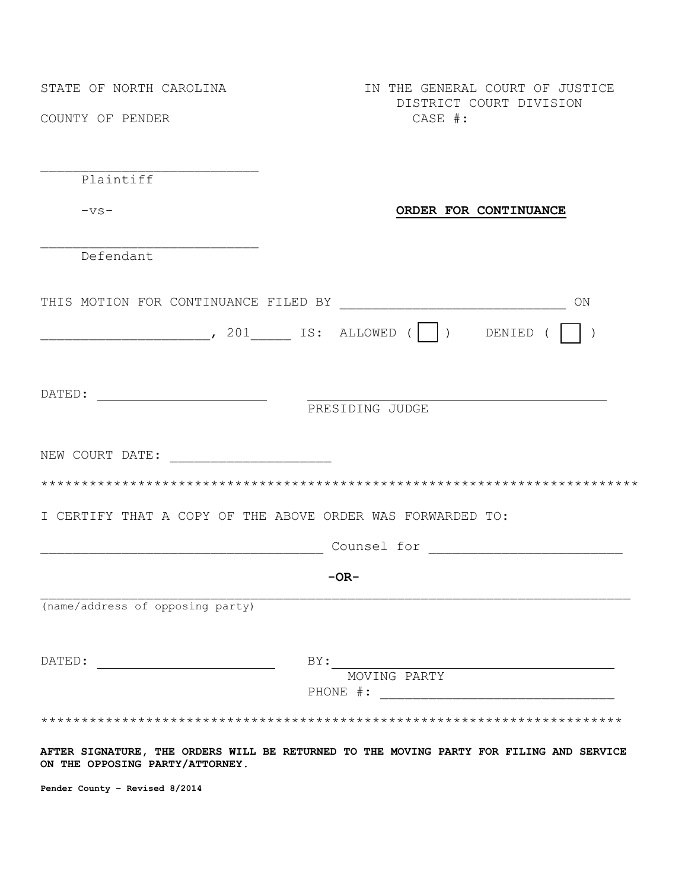STATE OF NORTH CAROLINA

COUNTY OF PENDER

IN THE GENERAL COURT OF JUSTICE
DISTRICT COURT DIVISION
CASE #:

\_\_\_\_\_\_\_\_\_\_\_\_\_\_\_\_\_\_\_\_\_\_\_\_\_\_\_
Plaintiff

-vs-

\_\_\_\_\_\_\_\_\_\_\_\_\_\_\_\_\_\_\_\_\_\_\_\_\_\_\_
Defendant

**ORDER FOR CONTINUANCE**

THIS MOTION FOR CONTINUANCE FILED BY \_\_\_\_\_\_\_\_\_\_\_\_\_\_\_\_\_\_\_\_\_\_\_\_\_\_\_\_ ON \_\_\_\_\_\_\_\_\_\_\_\_\_\_\_\_\_\_\_\_, 201\_\_\_\_\_ IS: ALLOWED ( ☐ ) DENIED ( ☐ )

DATED: \_\_\_\_\_\_\_\_\_\_\_\_\_\_\_\_\_\_\_\_\_ \_\_\_\_\_\_\_\_\_\_\_\_\_\_\_\_\_\_\_\_\_\_\_\_\_\_\_\_\_\_\_\_\_\_\_\_\_
PRESIDING JUDGE

NEW COURT DATE: \_\_\_\_\_\_\_\_\_\_\_\_\_\_\_\_\_\_\_\_

\*\*\*\*\*\*\*\*\*\*\*\*\*\*\*\*\*\*\*\*\*\*\*\*\*\*\*\*\*\*\*\*\*\*\*\*\*\*\*\*\*\*\*\*\*\*\*\*\*\*\*\*\*\*\*\*\*\*\*\*\*\*\*\*\*\*\*\*\*\*\*\*\*

I CERTIFY THAT A COPY OF THE ABOVE ORDER WAS FORWARDED TO:

\_\_\_\_\_\_\_\_\_\_\_\_\_\_\_\_\_\_\_\_\_\_\_\_\_\_\_\_\_\_\_\_\_\_\_ Counsel for \_\_\_\_\_\_\_\_\_\_\_\_\_\_\_\_\_\_\_\_\_\_\_\_

**-OR-**

\_\_\_\_\_\_\_\_\_\_\_\_\_\_\_\_\_\_\_\_\_\_\_\_\_\_\_\_\_\_\_\_\_\_\_\_\_\_\_\_\_\_\_\_\_\_\_\_\_\_\_\_\_\_\_\_\_\_\_\_\_\_\_\_\_\_\_\_\_\_\_
(name/address of opposing party)

DATED: \_\_\_\_\_\_\_\_\_\_\_\_\_\_\_\_\_\_\_\_\_\_ BY: \_\_\_\_\_\_\_\_\_\_\_\_\_\_\_\_\_\_\_\_\_\_\_\_\_\_\_\_\_\_\_\_\_\_\_
MOVING PARTY
PHONE #: \_\_\_\_\_\_\_\_\_\_\_\_\_\_\_\_\_\_\_\_\_\_\_\_\_\_\_\_\_

\*\*\*\*\*\*\*\*\*\*\*\*\*\*\*\*\*\*\*\*\*\*\*\*\*\*\*\*\*\*\*\*\*\*\*\*\*\*\*\*\*\*\*\*\*\*\*\*\*\*\*\*\*\*\*\*\*\*\*\*\*\*\*\*\*\*\*\*\*\*\*\*\*

**AFTER SIGNATURE, THE ORDERS WILL BE RETURNED TO THE MOVING PARTY FOR FILING AND SERVICE ON THE OPPOSING PARTY/ATTORNEY.**

**Pender County – Revised 8/2014**